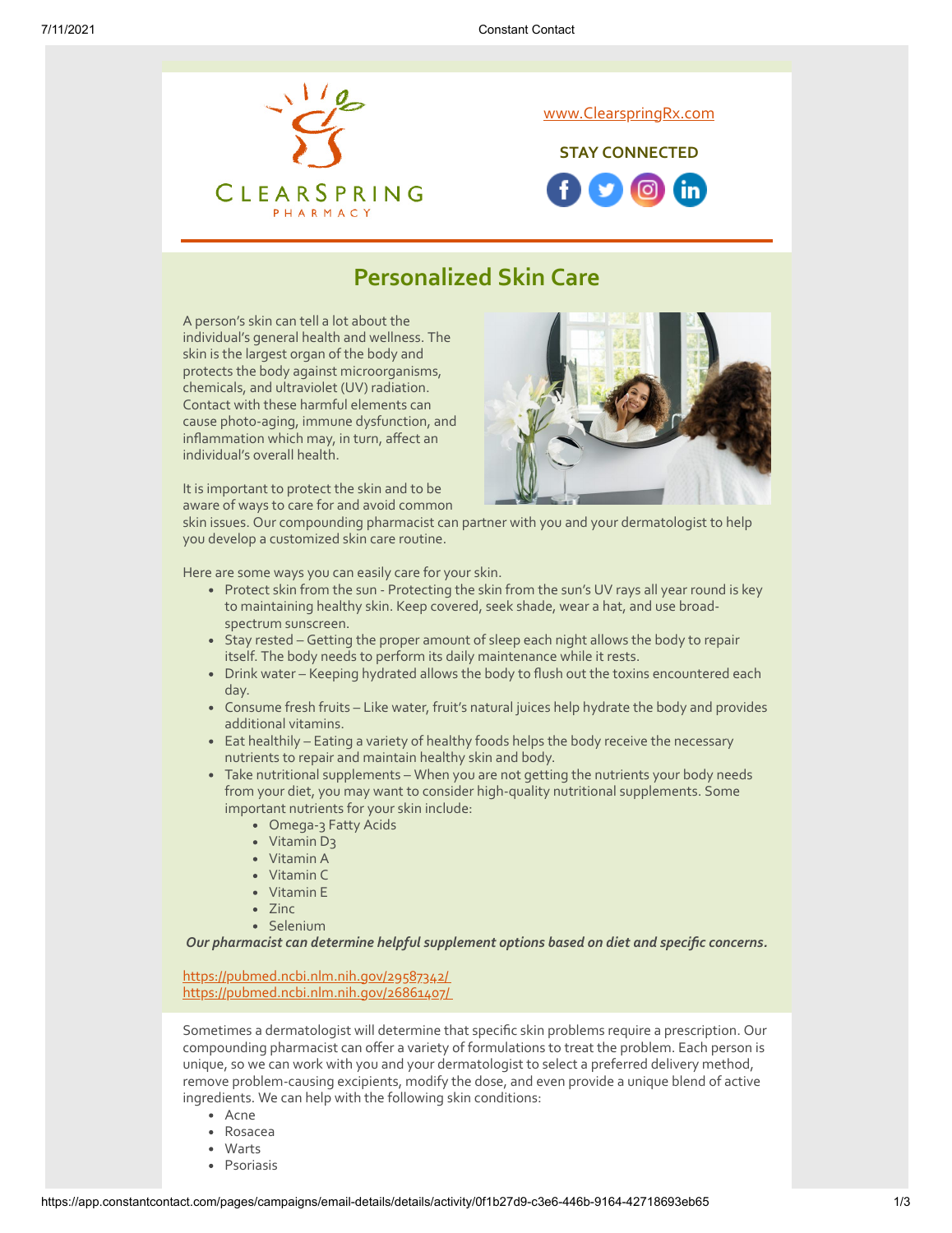www.ClearspringRx.com

**STAY CONNECTED**

# Personalized Skin Care

A person's skin can tell a lot about the individual's general health and wellness. The skin is the largest organ of the body and protects the body against microorganisms, chemicals, and ultraviolet (UV) radiation. Contact with these harmful elements can cause photo-aging, immune dysfunction, and inflammation which may, in turn, affect an individual's overall health.

It is important to protect the skin and to be aware of ways to care for and avoid common skin issues. Our compounding pharmacist can partner with you and your dermatologist to help you develop a customized skin care routine.

Here are some ways you can easily care for your skin.

- Protect skin from the sun - Protecting the skin from the sun's UV rays all year round is key to maintaining healthy skin. Keep covered, seek shade, wear a hat, and use broad-spectrum sunscreen.
- Stay rested – Getting the proper amount of sleep each night allows the body to repair itself. The body needs to perform its daily maintenance while it rests.
- Drink water – Keeping hydrated allows the body to flush out the toxins encountered each day.
- Consume fresh fruits – Like water, fruit's natural juices help hydrate the body and provides additional vitamins.
- Eat healthily – Eating a variety of healthy foods helps the body receive the necessary nutrients to repair and maintain healthy skin and body.
- Take nutritional supplements – When you are not getting the nutrients your body needs from your diet, you may want to consider high-quality nutritional supplements. Some important nutrients for your skin include:
  - Omega-3 Fatty Acids
  - Vitamin D3
  - Vitamin A
  - Vitamin C
  - Vitamin E
  - Zinc
  - Selenium

***Our pharmacist can determine helpful supplement options based on diet and specific concerns.***

https://pubmed.ncbi.nlm.nih.gov/29587342/
https://pubmed.ncbi.nlm.nih.gov/26861407/

Sometimes a dermatologist will determine that specific skin problems require a prescription. Our compounding pharmacist can offer a variety of formulations to treat the problem. Each person is unique, so we can work with you and your dermatologist to select a preferred delivery method, remove problem-causing excipients, modify the dose, and even provide a unique blend of active ingredients. We can help with the following skin conditions:

- Acne
- Rosacea
- Warts
- Psoriasis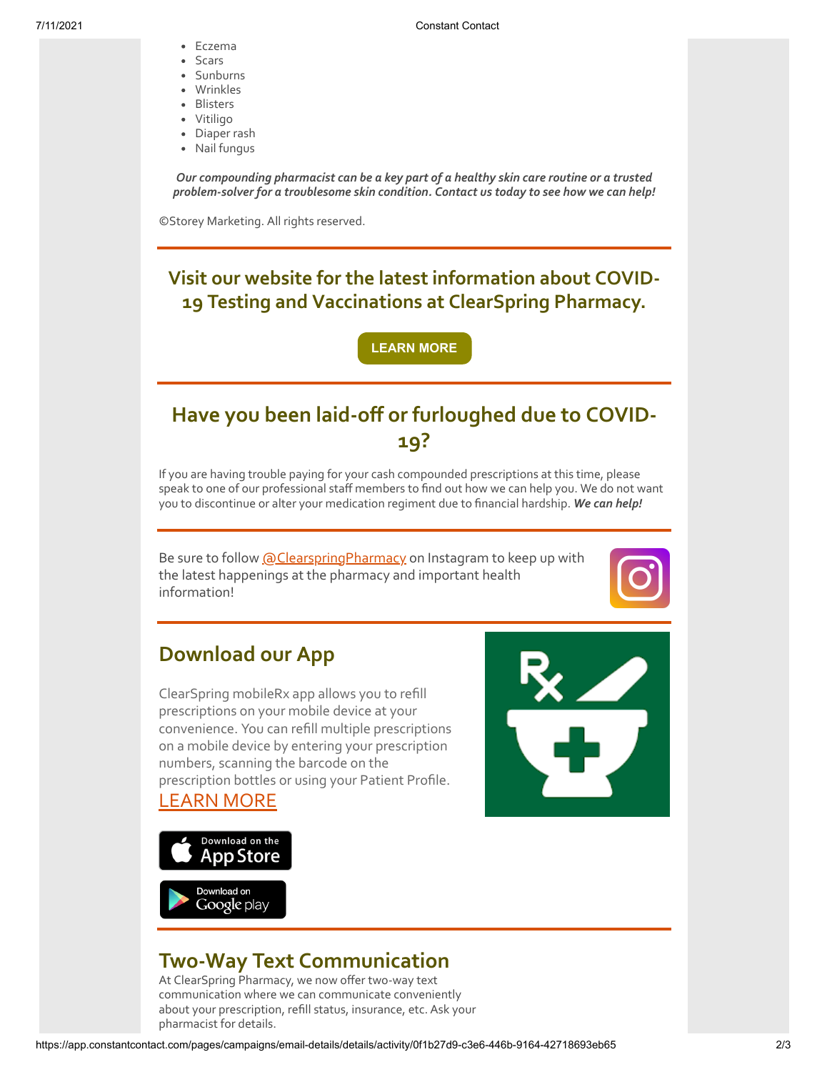- Eczema
- Scars
- Sunburns
- Wrinkles
- Blisters
- Vitiligo
- Diaper rash
- Nail fungus

***Our compounding pharmacist can be a key part of a healthy skin care routine or a trusted problem-solver for a troublesome skin condition. Contact us today to see how we can help!***

©Storey Marketing. All rights reserved.

---

## Visit our website for the latest information about COVID-19 Testing and Vaccinations at ClearSpring Pharmacy.

**LEARN MORE**

---

## Have you been laid-off or furloughed due to COVID-19?

If you are having trouble paying for your cash compounded prescriptions at this time, please speak to one of our professional staff members to find out how we can help you. We do not want you to discontinue or alter your medication regiment due to financial hardship. ***We can help!***

---

Be sure to follow @ClearspringPharmacy on Instagram to keep up with the latest happenings at the pharmacy and important health information!

---

## Download our App

ClearSpring mobileRx app allows you to refill prescriptions on your mobile device at your convenience. You can refill multiple prescriptions on a mobile device by entering your prescription numbers, scanning the barcode on the prescription bottles or using your Patient Profile.
LEARN MORE

Download on the App Store

Download on Google play

---

## Two-Way Text Communication

At ClearSpring Pharmacy, we now offer two-way text communication where we can communicate conveniently about your prescription, refill status, insurance, etc. Ask your pharmacist for details.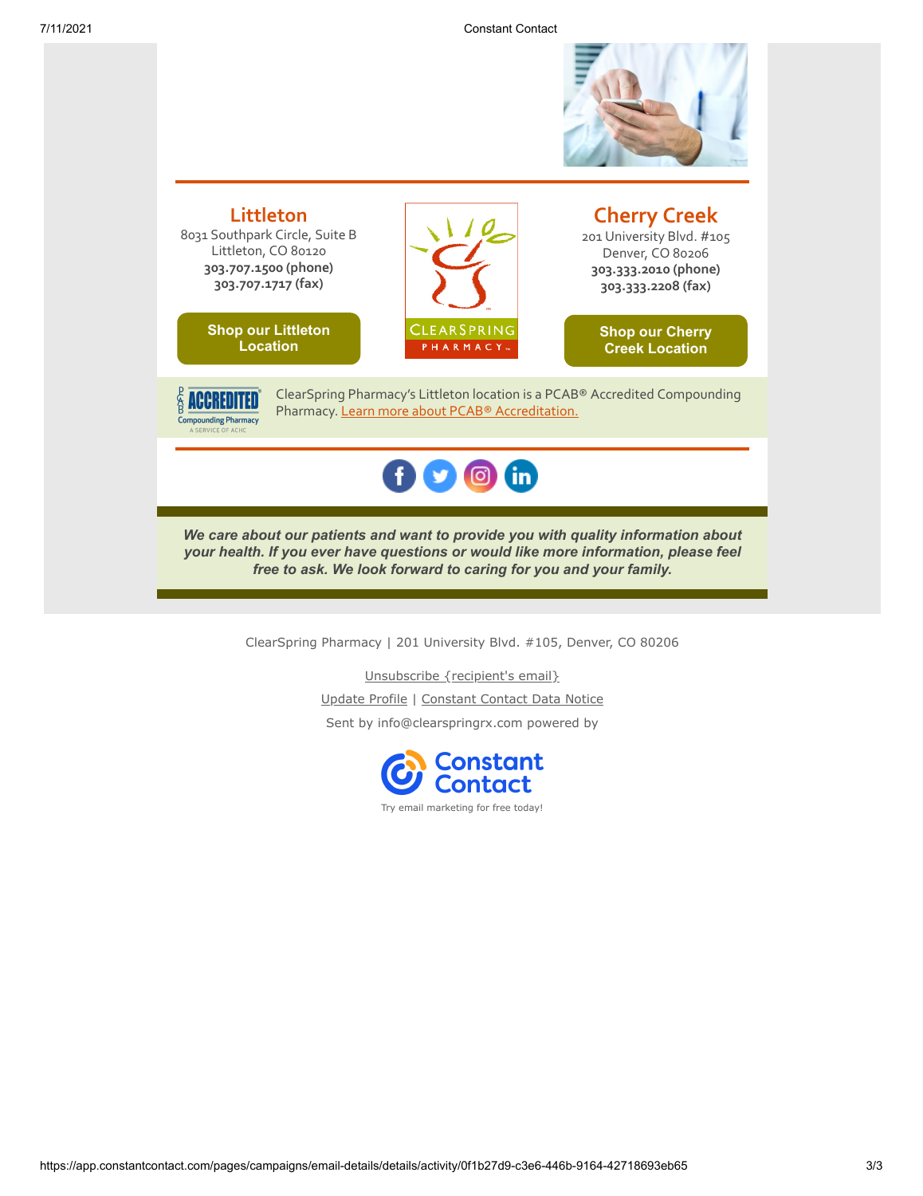## Littleton

8031 Southpark Circle, Suite B
Littleton, CO 80120
**303.707.1500 (phone)**
**303.707.1717 (fax)**

**Shop our Littleton Location**

CLEARSPRING PHARMACY

## Cherry Creek

201 University Blvd. #105
Denver, CO 80206
**303.333.2010 (phone)**
**303.333.2208 (fax)**

**Shop our Cherry Creek Location**

PCAB ACCREDITED Compounding Pharmacy A SERVICE OF ACHC

ClearSpring Pharmacy's Littleton location is a PCAB® Accredited Compounding Pharmacy. Learn more about PCAB® Accreditation.

***We care about our patients and want to provide you with quality information about your health. If you ever have questions or would like more information, please feel free to ask. We look forward to caring for you and your family.***

ClearSpring Pharmacy | 201 University Blvd. #105, Denver, CO 80206

Unsubscribe {recipient's email}

Update Profile | Constant Contact Data Notice

Sent by info@clearspringrx.com powered by

Constant Contact

Try email marketing for free today!